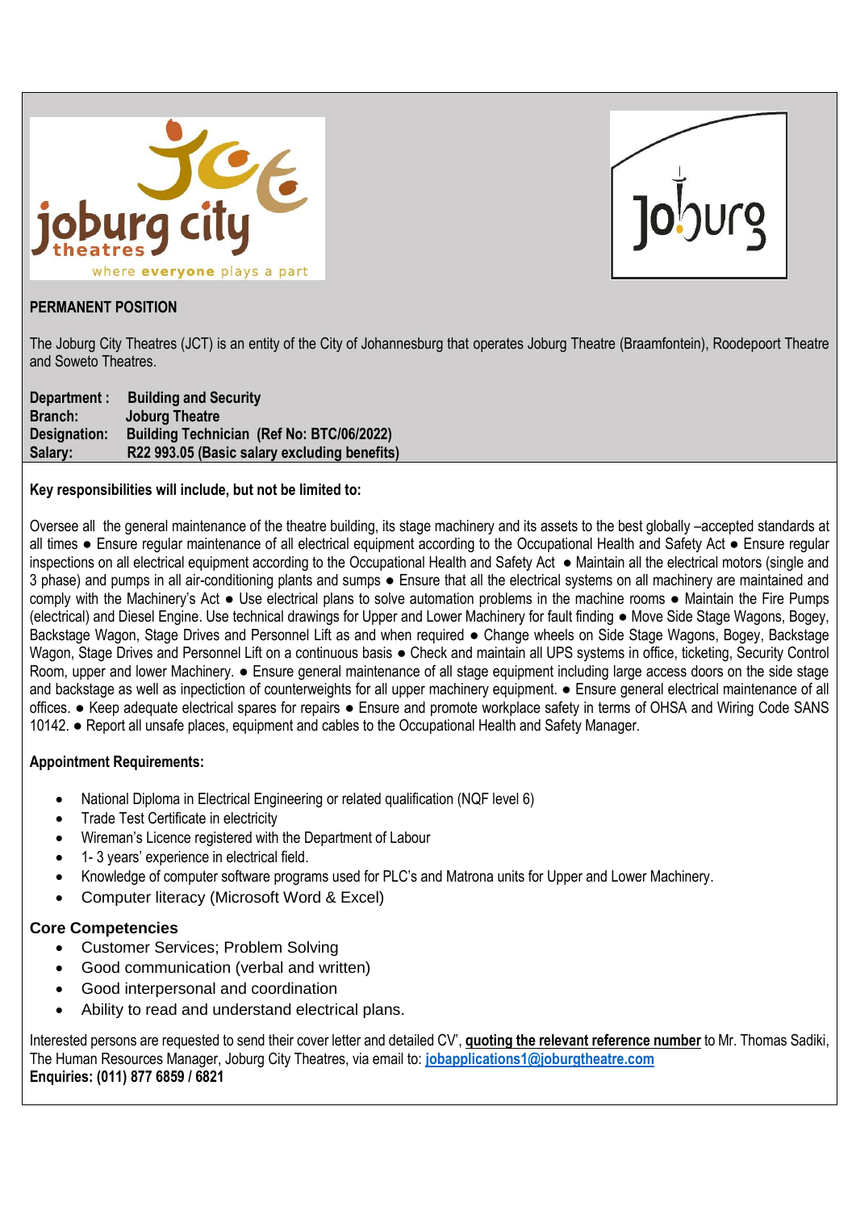joburg city theatres
where **everyone** plays a part

Joburg

**PERMANENT POSITION**

The Joburg City Theatres (JCT) is an entity of the City of Johannesburg that operates Joburg Theatre (Braamfontein), Roodepoort Theatre and Soweto Theatres.

| | |
|---|---|
| **Department :** | **Building and Security** |
| **Branch:** | **Joburg Theatre** |
| **Designation:** | **Building Technician (Ref No: BTC/06/2022)** |
| **Salary:** | **R22 993.05 (Basic salary excluding benefits)** |

**Key responsibilities will include, but not be limited to:**

Oversee all the general maintenance of the theatre building, its stage machinery and its assets to the best globally –accepted standards at all times ● Ensure regular maintenance of all electrical equipment according to the Occupational Health and Safety Act ● Ensure regular inspections on all electrical equipment according to the Occupational Health and Safety Act ● Maintain all the electrical motors (single and 3 phase) and pumps in all air-conditioning plants and sumps ● Ensure that all the electrical systems on all machinery are maintained and comply with the Machinery's Act ● Use electrical plans to solve automation problems in the machine rooms ● Maintain the Fire Pumps (electrical) and Diesel Engine. Use technical drawings for Upper and Lower Machinery for fault finding ● Move Side Stage Wagons, Bogey, Backstage Wagon, Stage Drives and Personnel Lift as and when required ● Change wheels on Side Stage Wagons, Bogey, Backstage Wagon, Stage Drives and Personnel Lift on a continuous basis ● Check and maintain all UPS systems in office, ticketing, Security Control Room, upper and lower Machinery. ● Ensure general maintenance of all stage equipment including large access doors on the side stage and backstage as well as inpectiction of counterweights for all upper machinery equipment. ● Ensure general electrical maintenance of all offices. ● Keep adequate electrical spares for repairs ● Ensure and promote workplace safety in terms of OHSA and Wiring Code SANS 10142. ● Report all unsafe places, equipment and cables to the Occupational Health and Safety Manager.

**Appointment Requirements:**

- National Diploma in Electrical Engineering or related qualification (NQF level 6)
- Trade Test Certificate in electricity
- Wireman's Licence registered with the Department of Labour
- 1- 3 years' experience in electrical field.
- Knowledge of computer software programs used for PLC's and Matrona units for Upper and Lower Machinery.
- Computer literacy (Microsoft Word & Excel)

**Core Competencies**

- Customer Services; Problem Solving
- Good communication (verbal and written)
- Good interpersonal and coordination
- Ability to read and understand electrical plans.

Interested persons are requested to send their cover letter and detailed CV', **quoting the relevant reference number** to Mr. Thomas Sadiki, The Human Resources Manager, Joburg City Theatres, via email to: **jobapplications1@joburgtheatre.com**
**Enquiries: (011) 877 6859 / 6821**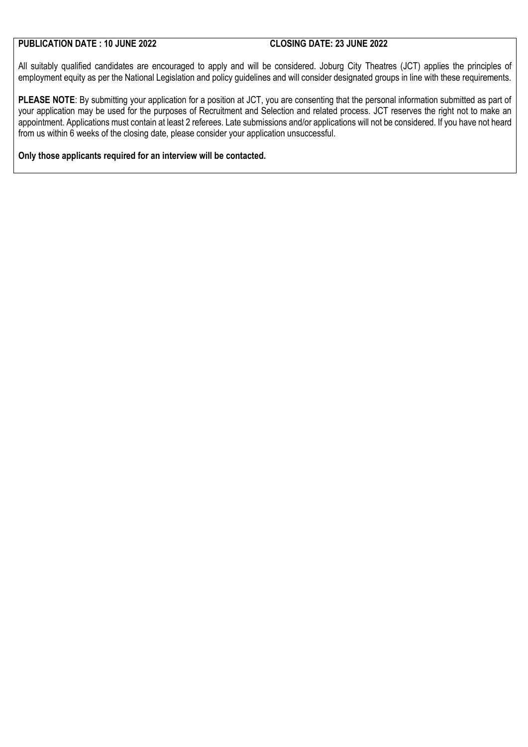**PUBLICATION DATE : 10 JUNE 2022** **CLOSING DATE: 23 JUNE 2022**

All suitably qualified candidates are encouraged to apply and will be considered. Joburg City Theatres (JCT) applies the principles of employment equity as per the National Legislation and policy guidelines and will consider designated groups in line with these requirements.

**PLEASE NOTE**: By submitting your application for a position at JCT, you are consenting that the personal information submitted as part of your application may be used for the purposes of Recruitment and Selection and related process. JCT reserves the right not to make an appointment. Applications must contain at least 2 referees. Late submissions and/or applications will not be considered. If you have not heard from us within 6 weeks of the closing date, please consider your application unsuccessful.

**Only those applicants required for an interview will be contacted.**